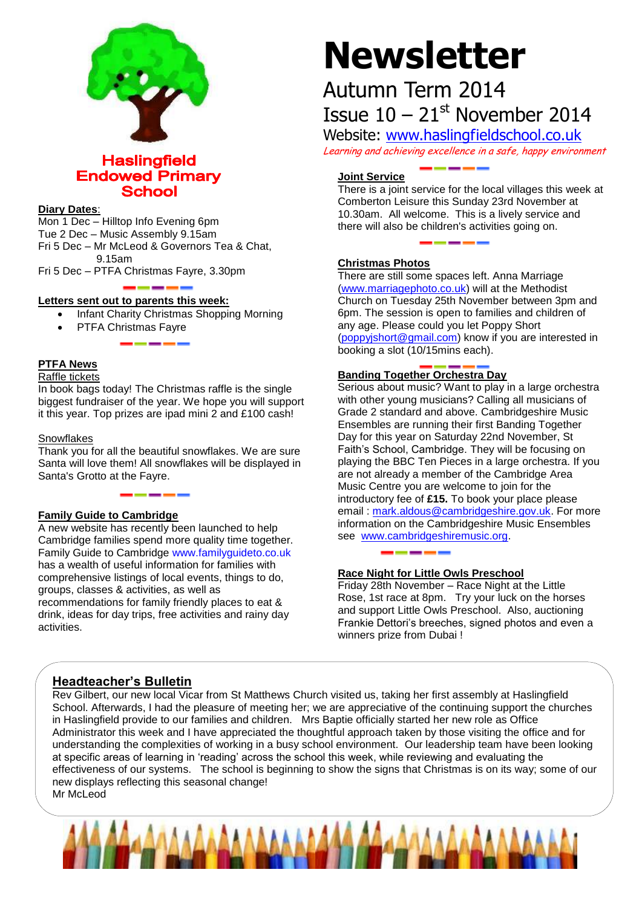# Newsletter

Autumn Term 2014

Issue 10 – 21st November 2014

Website: www.haslingfieldschool.co.uk

*Learning and achieving excellence in a safe, happy environment*

**Haslingfield Endowed Primary School**

**Diary Dates**:

Mon 1 Dec – Hilltop Info Evening 6pm
Tue 2 Dec – Music Assembly 9.15am
Fri 5 Dec – Mr McLeod & Governors Tea & Chat, 9.15am
Fri 5 Dec – PTFA Christmas Fayre, 3.30pm

**Letters sent out to parents this week:**

- Infant Charity Christmas Shopping Morning
- PTFA Christmas Fayre

**PTFA News**

Raffle tickets

In book bags today! The Christmas raffle is the single biggest fundraiser of the year. We hope you will support it this year. Top prizes are ipad mini 2 and £100 cash!

Snowflakes

Thank you for all the beautiful snowflakes. We are sure Santa will love them! All snowflakes will be displayed in Santa's Grotto at the Fayre.

**Family Guide to Cambridge**

A new website has recently been launched to help Cambridge families spend more quality time together. Family Guide to Cambridge www.familyguideto.co.uk has a wealth of useful information for families with comprehensive listings of local events, things to do, groups, classes & activities, as well as recommendations for family friendly places to eat & drink, ideas for day trips, free activities and rainy day activities.

**Joint Service**

There is a joint service for the local villages this week at Comberton Leisure this Sunday 23rd November at 10.30am. All welcome. This is a lively service and there will also be children's activities going on.

**Christmas Photos**

There are still some spaces left. Anna Marriage (www.marriagephoto.co.uk) will at the Methodist Church on Tuesday 25th November between 3pm and 6pm. The session is open to families and children of any age. Please could you let Poppy Short (poppyjshort@gmail.com) know if you are interested in booking a slot (10/15mins each).

**Banding Together Orchestra Day**

Serious about music? Want to play in a large orchestra with other young musicians? Calling all musicians of Grade 2 standard and above. Cambridgeshire Music Ensembles are running their first Banding Together Day for this year on Saturday 22nd November, St Faith's School, Cambridge. They will be focusing on playing the BBC Ten Pieces in a large orchestra. If you are not already a member of the Cambridge Area Music Centre you are welcome to join for the introductory fee of **£15.** To book your place please email : mark.aldous@cambridgeshire.gov.uk. For more information on the Cambridgeshire Music Ensembles see www.cambridgeshiremusic.org.

**Race Night for Little Owls Preschool**

Friday 28th November – Race Night at the Little Rose, 1st race at 8pm. Try your luck on the horses and support Little Owls Preschool. Also, auctioning Frankie Dettori's breeches, signed photos and even a winners prize from Dubai !

**Headteacher's Bulletin**

Rev Gilbert, our new local Vicar from St Matthews Church visited us, taking her first assembly at Haslingfield School. Afterwards, I had the pleasure of meeting her; we are appreciative of the continuing support the churches in Haslingfield provide to our families and children. Mrs Baptie officially started her new role as Office Administrator this week and I have appreciated the thoughtful approach taken by those visiting the office and for understanding the complexities of working in a busy school environment. Our leadership team have been looking at specific areas of learning in 'reading' across the school this week, while reviewing and evaluating the effectiveness of our systems. The school is beginning to show the signs that Christmas is on its way; some of our new displays reflecting this seasonal change!

Mr McLeod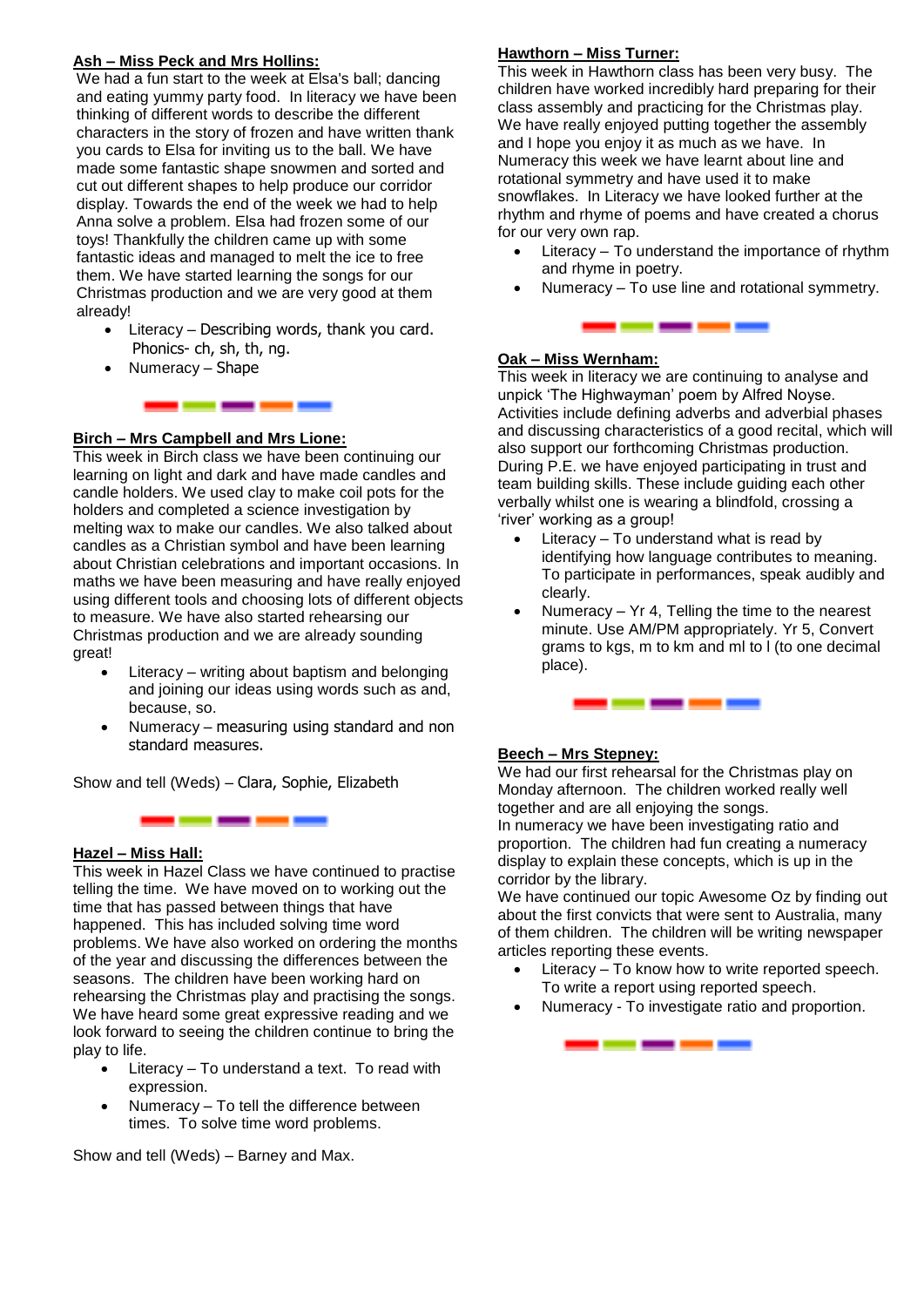**Ash – Miss Peck and Mrs Hollins:**

We had a fun start to the week at Elsa's ball; dancing and eating yummy party food. In literacy we have been thinking of different words to describe the different characters in the story of frozen and have written thank you cards to Elsa for inviting us to the ball. We have made some fantastic shape snowmen and sorted and cut out different shapes to help produce our corridor display. Towards the end of the week we had to help Anna solve a problem. Elsa had frozen some of our toys! Thankfully the children came up with some fantastic ideas and managed to melt the ice to free them. We have started learning the songs for our Christmas production and we are very good at them already!

- Literacy – Describing words, thank you card. Phonics- ch, sh, th, ng.
- Numeracy – Shape

**Birch – Mrs Campbell and Mrs Lione:**

This week in Birch class we have been continuing our learning on light and dark and have made candles and candle holders. We used clay to make coil pots for the holders and completed a science investigation by melting wax to make our candles. We also talked about candles as a Christian symbol and have been learning about Christian celebrations and important occasions. In maths we have been measuring and have really enjoyed using different tools and choosing lots of different objects to measure. We have also started rehearsing our Christmas production and we are already sounding great!

- Literacy – writing about baptism and belonging and joining our ideas using words such as and, because, so.
- Numeracy – measuring using standard and non standard measures.

Show and tell (Weds) – Clara, Sophie, Elizabeth

**Hazel – Miss Hall:**

This week in Hazel Class we have continued to practise telling the time. We have moved on to working out the time that has passed between things that have happened. This has included solving time word problems. We have also worked on ordering the months of the year and discussing the differences between the seasons. The children have been working hard on rehearsing the Christmas play and practising the songs. We have heard some great expressive reading and we look forward to seeing the children continue to bring the play to life.

- Literacy – To understand a text. To read with expression.
- Numeracy – To tell the difference between times. To solve time word problems.

Show and tell (Weds) – Barney and Max.

**Hawthorn – Miss Turner:**

This week in Hawthorn class has been very busy. The children have worked incredibly hard preparing for their class assembly and practicing for the Christmas play. We have really enjoyed putting together the assembly and I hope you enjoy it as much as we have. In Numeracy this week we have learnt about line and rotational symmetry and have used it to make snowflakes. In Literacy we have looked further at the rhythm and rhyme of poems and have created a chorus for our very own rap.

- Literacy – To understand the importance of rhythm and rhyme in poetry.
- Numeracy – To use line and rotational symmetry.

**Oak – Miss Wernham:**

This week in literacy we are continuing to analyse and unpick 'The Highwayman' poem by Alfred Noyse. Activities include defining adverbs and adverbial phases and discussing characteristics of a good recital, which will also support our forthcoming Christmas production. During P.E. we have enjoyed participating in trust and team building skills. These include guiding each other verbally whilst one is wearing a blindfold, crossing a 'river' working as a group!

- Literacy – To understand what is read by identifying how language contributes to meaning. To participate in performances, speak audibly and clearly.
- Numeracy – Yr 4, Telling the time to the nearest minute. Use AM/PM appropriately. Yr 5, Convert grams to kgs, m to km and ml to l (to one decimal place).

**Beech – Mrs Stepney:**

We had our first rehearsal for the Christmas play on Monday afternoon. The children worked really well together and are all enjoying the songs.

In numeracy we have been investigating ratio and proportion. The children had fun creating a numeracy display to explain these concepts, which is up in the corridor by the library.

We have continued our topic Awesome Oz by finding out about the first convicts that were sent to Australia, many of them children. The children will be writing newspaper articles reporting these events.

- Literacy – To know how to write reported speech. To write a report using reported speech.
- Numeracy - To investigate ratio and proportion.